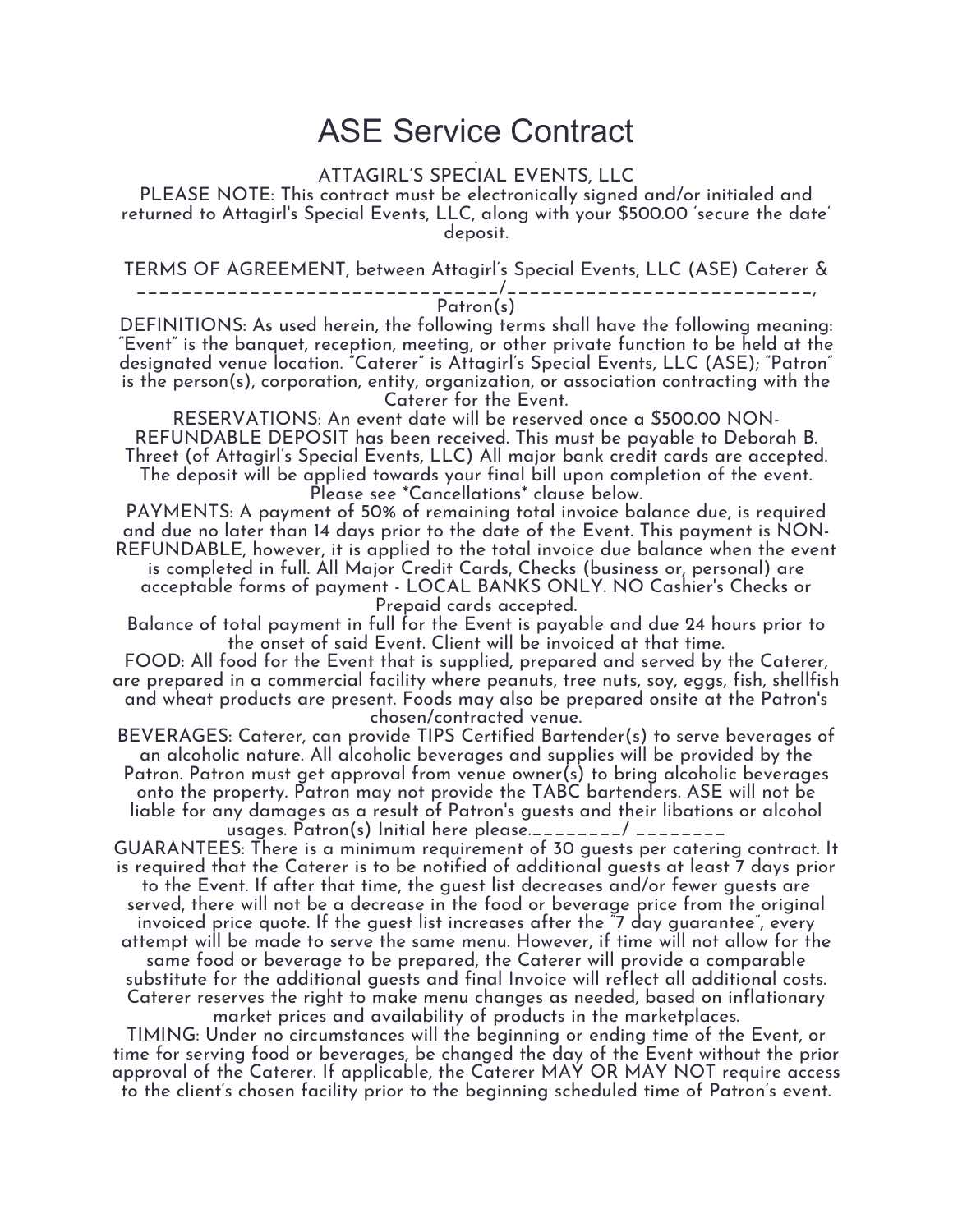# ASE Service Contract

ATTAGIRL'S SPECIAL EVENTS, LLC

PLEASE NOTE: This contract must be electronically signed and/or initialed and returned to Attagirl's Special Events, LLC, along with your $500.00 'secure the date' deposit.

TERMS OF AGREEMENT, between Attagirl's Special Events, LLC (ASE) Caterer & ______________________________/___________________________, Patron(s)

DEFINITIONS: As used herein, the following terms shall have the following meaning: "Event" is the banquet, reception, meeting, or other private function to be held at the designated venue location. "Caterer" is Attagirl's Special Events, LLC (ASE); "Patron" is the person(s), corporation, entity, organization, or association contracting with the Caterer for the Event.

RESERVATIONS: An event date will be reserved once a $500.00 NON-REFUNDABLE DEPOSIT has been received. This must be payable to Deborah B. Threet (of Attagirl's Special Events, LLC) All major bank credit cards are accepted. The deposit will be applied towards your final bill upon completion of the event. Please see *Cancellations* clause below.

PAYMENTS: A payment of 50% of remaining total invoice balance due, is required and due no later than 14 days prior to the date of the Event. This payment is NON-REFUNDABLE, however, it is applied to the total invoice due balance when the event is completed in full. All Major Credit Cards, Checks (business or, personal) are acceptable forms of payment - LOCAL BANKS ONLY. NO Cashier's Checks or Prepaid cards accepted.

Balance of total payment in full for the Event is payable and due 24 hours prior to the onset of said Event. Client will be invoiced at that time.

FOOD: All food for the Event that is supplied, prepared and served by the Caterer, are prepared in a commercial facility where peanuts, tree nuts, soy, eggs, fish, shellfish and wheat products are present. Foods may also be prepared onsite at the Patron's chosen/contracted venue.

BEVERAGES: Caterer, can provide TIPS Certified Bartender(s) to serve beverages of an alcoholic nature. All alcoholic beverages and supplies will be provided by the Patron. Patron must get approval from venue owner(s) to bring alcoholic beverages onto the property. Patron may not provide the TABC bartenders. ASE will not be liable for any damages as a result of Patron's guests and their libations or alcohol usages. Patron(s) Initial here please.________/ ________

GUARANTEES: There is a minimum requirement of 30 guests per catering contract. It is required that the Caterer is to be notified of additional guests at least 7 days prior to the Event. If after that time, the guest list decreases and/or fewer guests are served, there will not be a decrease in the food or beverage price from the original invoiced price quote. If the guest list increases after the "7 day guarantee", every attempt will be made to serve the same menu. However, if time will not allow for the same food or beverage to be prepared, the Caterer will provide a comparable substitute for the additional guests and final Invoice will reflect all additional costs. Caterer reserves the right to make menu changes as needed, based on inflationary market prices and availability of products in the marketplaces.

TIMING: Under no circumstances will the beginning or ending time of the Event, or time for serving food or beverages, be changed the day of the Event without the prior approval of the Caterer. If applicable, the Caterer MAY OR MAY NOT require access to the client's chosen facility prior to the beginning scheduled time of Patron's event.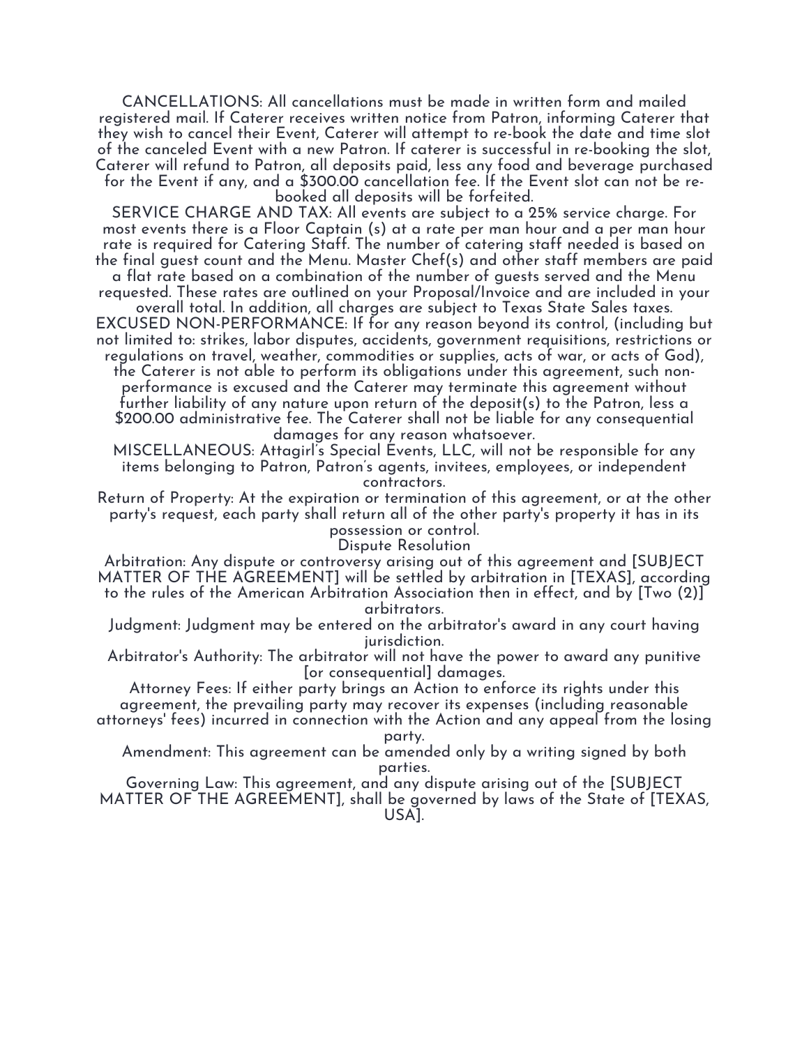CANCELLATIONS: All cancellations must be made in written form and mailed registered mail. If Caterer receives written notice from Patron, informing Caterer that they wish to cancel their Event, Caterer will attempt to re-book the date and time slot of the canceled Event with a new Patron. If caterer is successful in re-booking the slot, Caterer will refund to Patron, all deposits paid, less any food and beverage purchased for the Event if any, and a $300.00 cancellation fee. If the Event slot can not be re-booked all deposits will be forfeited.

SERVICE CHARGE AND TAX: All events are subject to a 25% service charge. For most events there is a Floor Captain (s) at a rate per man hour and a per man hour rate is required for Catering Staff. The number of catering staff needed is based on the final guest count and the Menu. Master Chef(s) and other staff members are paid a flat rate based on a combination of the number of guests served and the Menu requested. These rates are outlined on your Proposal/Invoice and are included in your overall total. In addition, all charges are subject to Texas State Sales taxes.

EXCUSED NON-PERFORMANCE: If for any reason beyond its control, (including but not limited to: strikes, labor disputes, accidents, government requisitions, restrictions or regulations on travel, weather, commodities or supplies, acts of war, or acts of God), the Caterer is not able to perform its obligations under this agreement, such non-performance is excused and the Caterer may terminate this agreement without further liability of any nature upon return of the deposit(s) to the Patron, less a $200.00 administrative fee. The Caterer shall not be liable for any consequential damages for any reason whatsoever.

MISCELLANEOUS: Attagirl's Special Events, LLC, will not be responsible for any items belonging to Patron, Patron's agents, invitees, employees, or independent contractors.

Return of Property: At the expiration or termination of this agreement, or at the other party's request, each party shall return all of the other party's property it has in its possession or control.

Dispute Resolution

Arbitration: Any dispute or controversy arising out of this agreement and [SUBJECT MATTER OF THE AGREEMENT] will be settled by arbitration in [TEXAS], according to the rules of the American Arbitration Association then in effect, and by [Two (2)] arbitrators.

Judgment: Judgment may be entered on the arbitrator's award in any court having jurisdiction.

Arbitrator's Authority: The arbitrator will not have the power to award any punitive [or consequential] damages.

Attorney Fees: If either party brings an Action to enforce its rights under this agreement, the prevailing party may recover its expenses (including reasonable attorneys' fees) incurred in connection with the Action and any appeal from the losing party.

Amendment: This agreement can be amended only by a writing signed by both parties.

Governing Law: This agreement, and any dispute arising out of the [SUBJECT MATTER OF THE AGREEMENT], shall be governed by laws of the State of [TEXAS, USA].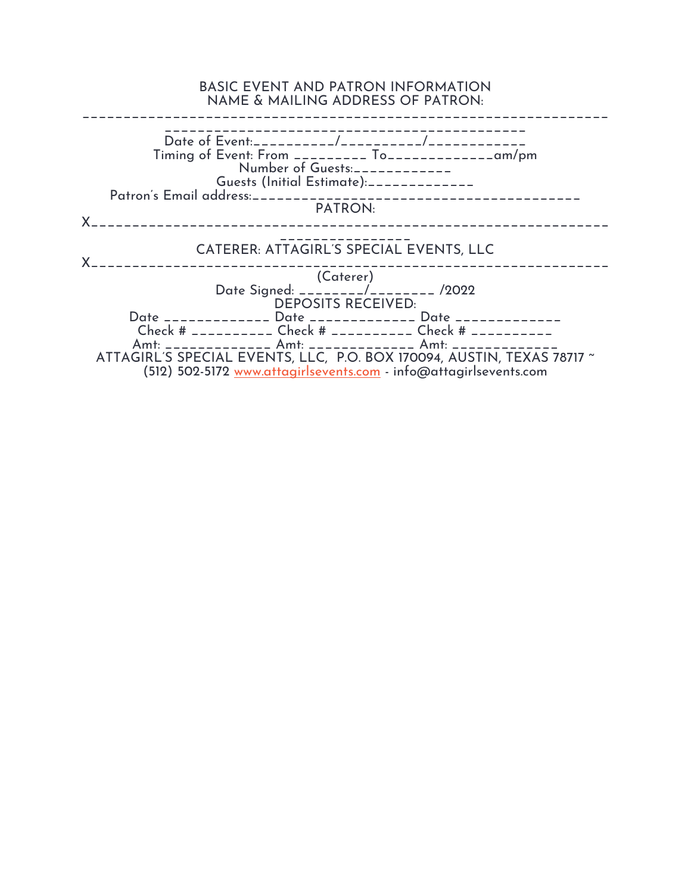BASIC EVENT AND PATRON INFORMATION
NAME & MAILING ADDRESS OF PATRON:
______________________________________________________________
____________________________________________
Date of Event:__________/__________/____________
Timing of Event: From _________ To_____________am/pm
Number of Guests:____________
Guests (Initial Estimate):_____________
Patron's Email address:________________________________________
PATRON:
X______________________________________________________________
_______________
CATERER: ATTAGIRL'S SPECIAL EVENTS, LLC
X______________________________________________________________
(Caterer)
Date Signed: ________/________ /2022
DEPOSITS RECEIVED:
Date _____________ Date _____________ Date _____________
Check # __________ Check # __________ Check # __________
Amt: _____________ Amt: _____________ Amt: _____________
ATTAGIRL'S SPECIAL EVENTS, LLC, P.O. BOX 170094, AUSTIN, TEXAS 78717 ~
(512) 502-5172 www.attagirlsevents.com - info@attagirlsevents.com